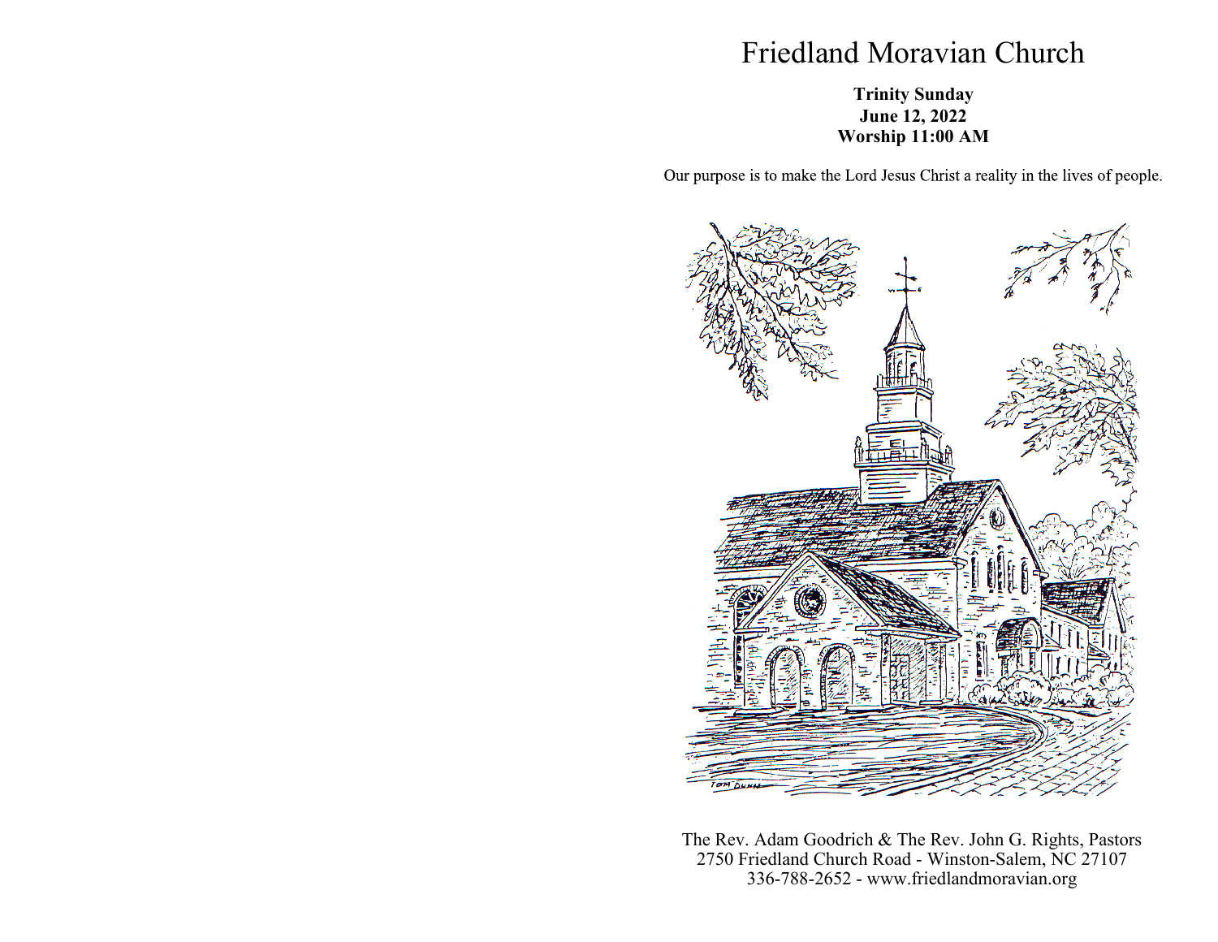# Friedland Moravian Church

**Trinity Sunday**
**June 12, 2022**
**Worship 11:00 AM**

Our purpose is to make the Lord Jesus Christ a reality in the lives of people.

The Rev. Adam Goodrich & The Rev. John G. Rights, Pastors
2750 Friedland Church Road - Winston-Salem, NC 27107
336-788-2652 - www.friedlandmoravian.org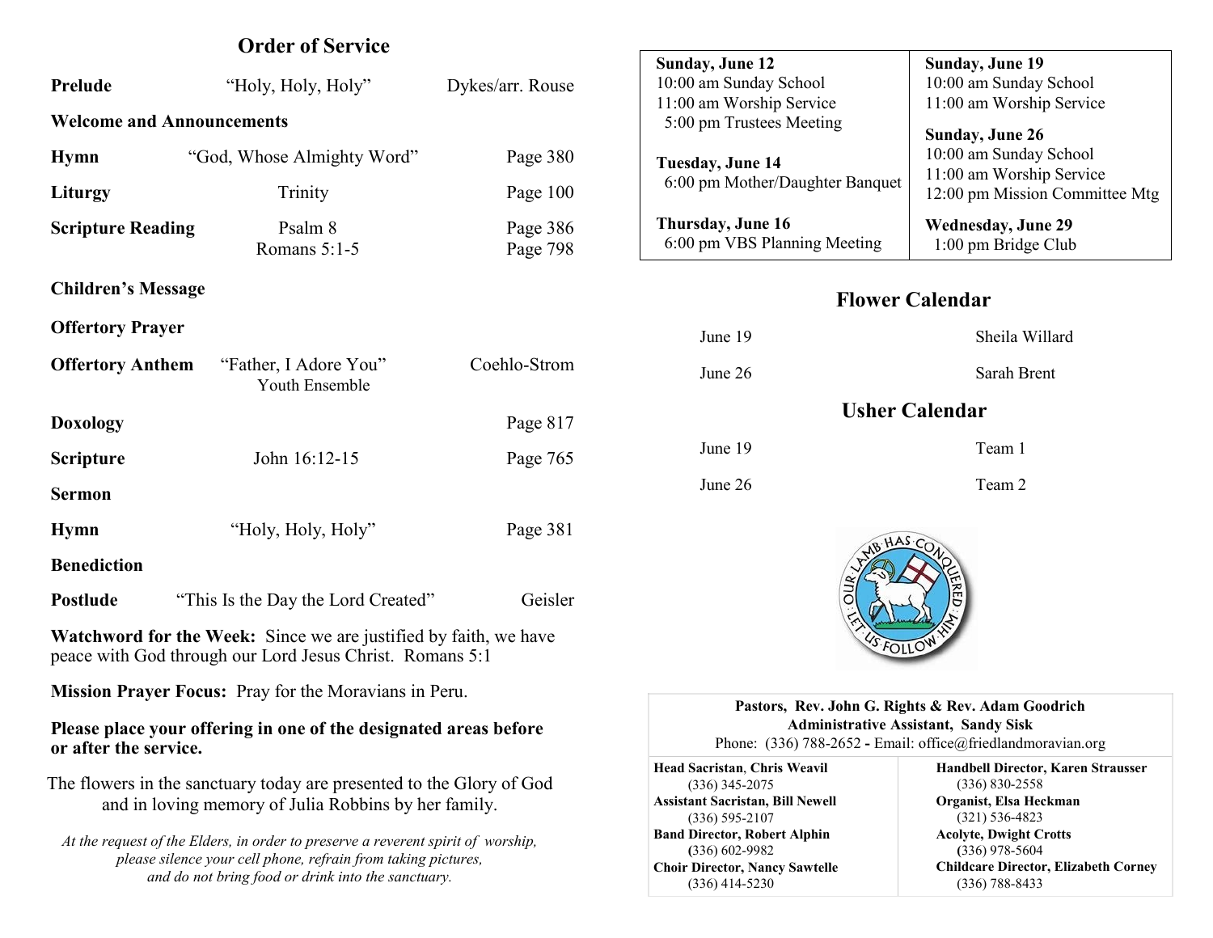## Order of Service

| | | |
|---|---|---|
| **Prelude** | "Holy, Holy, Holy" | Dykes/arr. Rouse |
| **Welcome and Announcements** | | |
| **Hymn** | "God, Whose Almighty Word" | Page 380 |
| **Liturgy** | Trinity | Page 100 |
| **Scripture Reading** | Psalm 8<br>Romans 5:1-5 | Page 386<br>Page 798 |
| **Children's Message** | | |
| **Offertory Prayer** | | |
| **Offertory Anthem** | "Father, I Adore You"<br>Youth Ensemble | Coehlo-Strom |
| **Doxology** | | Page 817 |
| **Scripture** | John 16:12-15 | Page 765 |
| **Sermon** | | |
| **Hymn** | "Holy, Holy, Holy" | Page 381 |
| **Benediction** | | |
| **Postlude** | "This Is the Day the Lord Created" | Geisler |

**Watchword for the Week:** Since we are justified by faith, we have peace with God through our Lord Jesus Christ. Romans 5:1

**Mission Prayer Focus:** Pray for the Moravians in Peru.

**Please place your offering in one of the designated areas before or after the service.**

The flowers in the sanctuary today are presented to the Glory of God and in loving memory of Julia Robbins by her family.

*At the request of the Elders, in order to preserve a reverent spirit of worship, please silence your cell phone, refrain from taking pictures, and do not bring food or drink into the sanctuary.*

| | |
|---|---|
| **Sunday, June 12**<br>10:00 am Sunday School<br>11:00 am Worship Service<br>5:00 pm Trustees Meeting<br><br>**Tuesday, June 14**<br>6:00 pm Mother/Daughter Banquet<br><br>**Thursday, June 16**<br>6:00 pm VBS Planning Meeting | **Sunday, June 19**<br>10:00 am Sunday School<br>11:00 am Worship Service<br><br>**Sunday, June 26**<br>10:00 am Sunday School<br>11:00 am Worship Service<br>12:00 pm Mission Committee Mtg<br><br>**Wednesday, June 29**<br>1:00 pm Bridge Club |

## Flower Calendar

| | |
|---|---|
| June 19 | Sheila Willard |
| June 26 | Sarah Brent |

## Usher Calendar

| | |
|---|---|
| June 19 | Team 1 |
| June 26 | Team 2 |

OUR LAMB HAS CONQUERED · LET US FOLLOW HIM

**Pastors, Rev. John G. Rights & Rev. Adam Goodrich**
**Administrative Assistant, Sandy Sisk**
Phone: (336) 788-2652 - Email: office@friedlandmoravian.org

| | |
|---|---|
| **Head Sacristan, Chris Weavil**<br>(336) 345-2075 | **Handbell Director, Karen Strausser**<br>(336) 830-2558 |
| **Assistant Sacristan, Bill Newell**<br>(336) 595-2107 | **Organist, Elsa Heckman**<br>(321) 536-4823 |
| **Band Director, Robert Alphin**<br>(336) 602-9982 | **Acolyte, Dwight Crotts**<br>(336) 978-5604 |
| **Choir Director, Nancy Sawtelle**<br>(336) 414-5230 | **Childcare Director, Elizabeth Corney**<br>(336) 788-8433 |